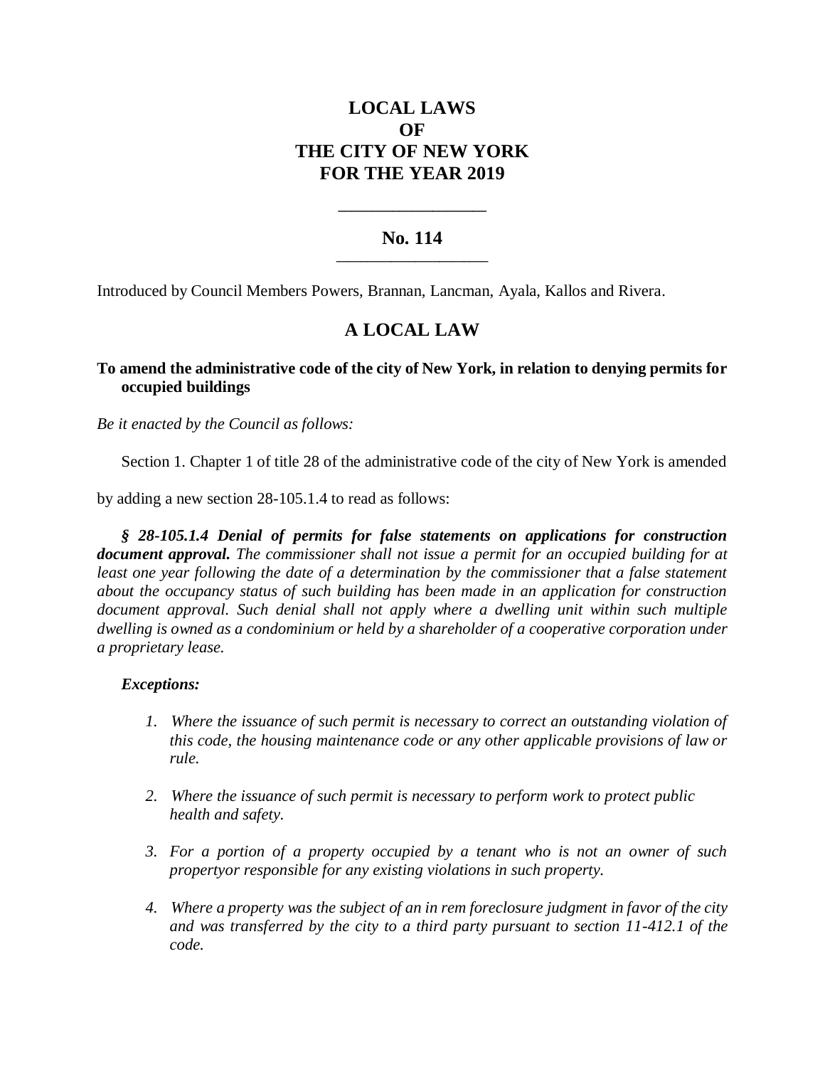# LOCAL LAWS OF THE CITY OF NEW YORK FOR THE YEAR 2019

---

## No. 114

---

Introduced by Council Members Powers, Brannan, Lancman, Ayala, Kallos and Rivera.

## A LOCAL LAW

**To amend the administrative code of the city of New York, in relation to denying permits for occupied buildings**

*Be it enacted by the Council as follows:*

Section 1. Chapter 1 of title 28 of the administrative code of the city of New York is amended by adding a new section 28-105.1.4 to read as follows:

***§ 28-105.1.4 Denial of permits for false statements on applications for construction document approval.*** *The commissioner shall not issue a permit for an occupied building for at least one year following the date of a determination by the commissioner that a false statement about the occupancy status of such building has been made in an application for construction document approval. Such denial shall not apply where a dwelling unit within such multiple dwelling is owned as a condominium or held by a shareholder of a cooperative corporation under a proprietary lease.*

***Exceptions:***

1. *Where the issuance of such permit is necessary to correct an outstanding violation of this code, the housing maintenance code or any other applicable provisions of law or rule.*
2. *Where the issuance of such permit is necessary to perform work to protect public health and safety.*
3. *For a portion of a property occupied by a tenant who is not an owner of such propertyor responsible for any existing violations in such property.*
4. *Where a property was the subject of an in rem foreclosure judgment in favor of the city and was transferred by the city to a third party pursuant to section 11-412.1 of the code.*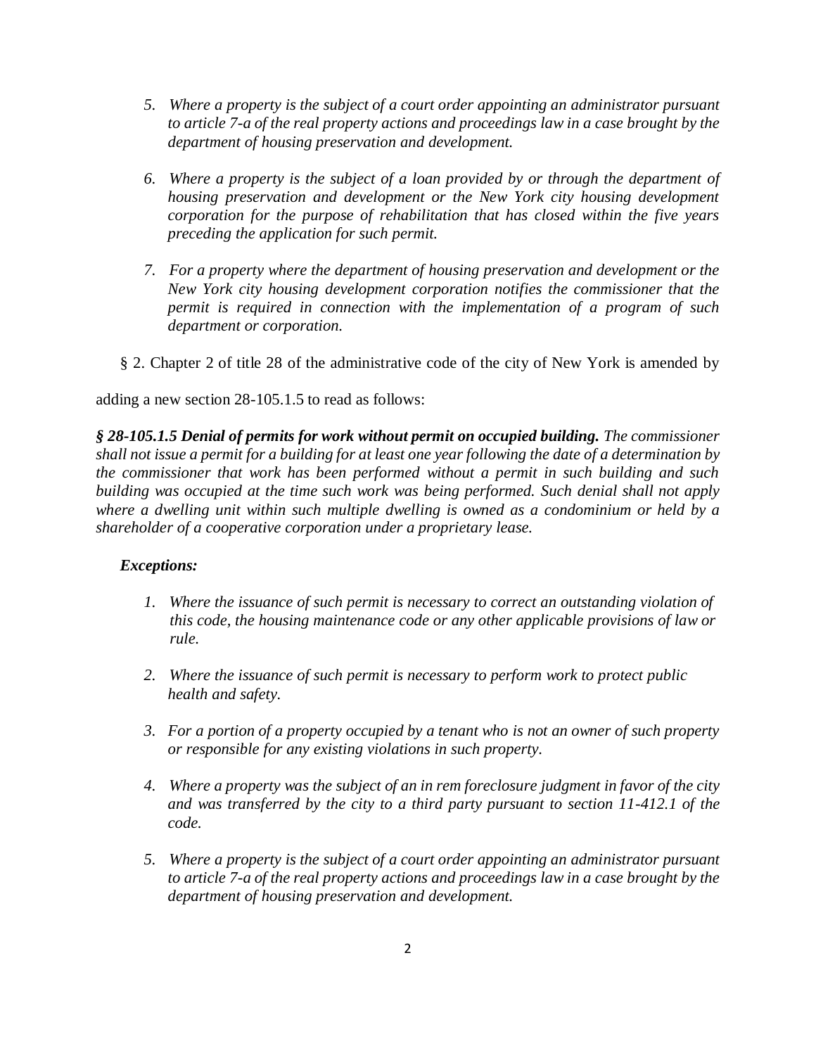5. *Where a property is the subject of a court order appointing an administrator pursuant to article 7-a of the real property actions and proceedings law in a case brought by the department of housing preservation and development.*

6. *Where a property is the subject of a loan provided by or through the department of housing preservation and development or the New York city housing development corporation for the purpose of rehabilitation that has closed within the five years preceding the application for such permit.*

7. *For a property where the department of housing preservation and development or the New York city housing development corporation notifies the commissioner that the permit is required in connection with the implementation of a program of such department or corporation.*

§ 2. Chapter 2 of title 28 of the administrative code of the city of New York is amended by adding a new section 28-105.1.5 to read as follows:

***§ 28-105.1.5 Denial of permits for work without permit on occupied building.*** *The commissioner shall not issue a permit for a building for at least one year following the date of a determination by the commissioner that work has been performed without a permit in such building and such building was occupied at the time such work was being performed. Such denial shall not apply where a dwelling unit within such multiple dwelling is owned as a condominium or held by a shareholder of a cooperative corporation under a proprietary lease.*

***Exceptions:***

1. *Where the issuance of such permit is necessary to correct an outstanding violation of this code, the housing maintenance code or any other applicable provisions of law or rule.*

2. *Where the issuance of such permit is necessary to perform work to protect public health and safety.*

3. *For a portion of a property occupied by a tenant who is not an owner of such property or responsible for any existing violations in such property.*

4. *Where a property was the subject of an in rem foreclosure judgment in favor of the city and was transferred by the city to a third party pursuant to section 11-412.1 of the code.*

5. *Where a property is the subject of a court order appointing an administrator pursuant to article 7-a of the real property actions and proceedings law in a case brought by the department of housing preservation and development.*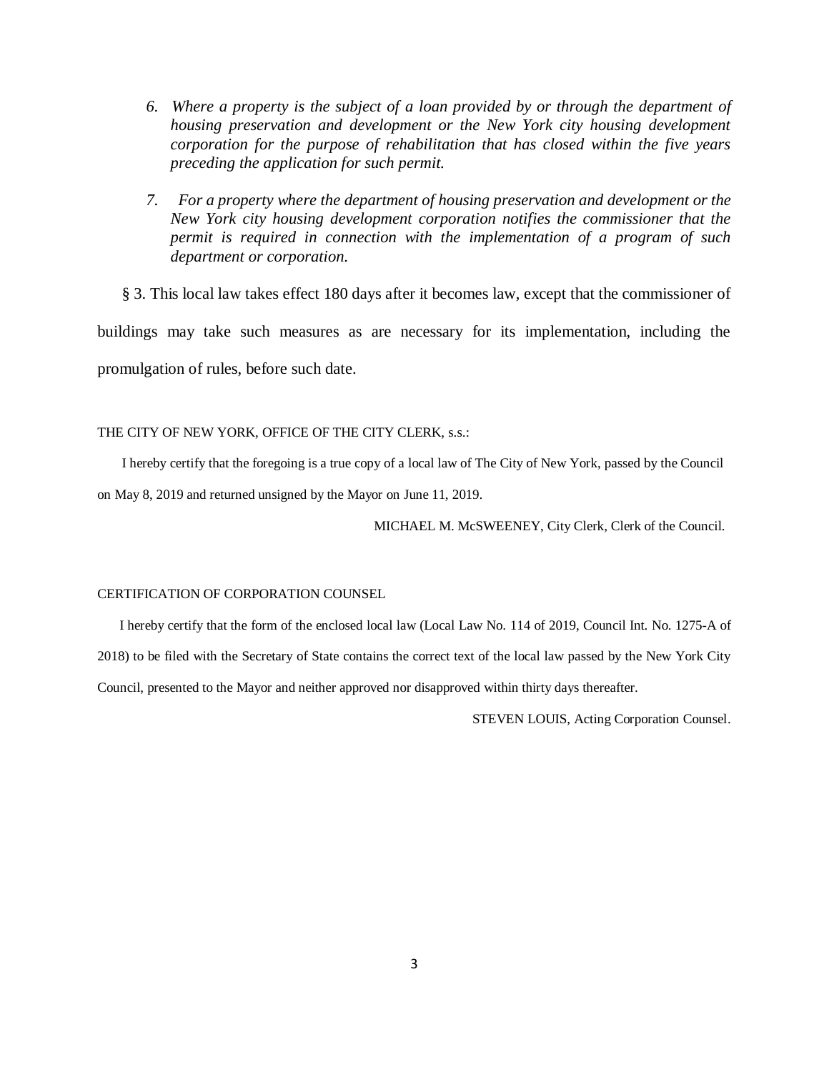*6. Where a property is the subject of a loan provided by or through the department of housing preservation and development or the New York city housing development corporation for the purpose of rehabilitation that has closed within the five years preceding the application for such permit.*

*7. For a property where the department of housing preservation and development or the New York city housing development corporation notifies the commissioner that the permit is required in connection with the implementation of a program of such department or corporation.*

§ 3. This local law takes effect 180 days after it becomes law, except that the commissioner of buildings may take such measures as are necessary for its implementation, including the promulgation of rules, before such date.

THE CITY OF NEW YORK, OFFICE OF THE CITY CLERK, s.s.:

I hereby certify that the foregoing is a true copy of a local law of The City of New York, passed by the Council on May 8, 2019 and returned unsigned by the Mayor on June 11, 2019.

MICHAEL M. McSWEENEY, City Clerk, Clerk of the Council.

CERTIFICATION OF CORPORATION COUNSEL

I hereby certify that the form of the enclosed local law (Local Law No. 114 of 2019, Council Int. No. 1275-A of 2018) to be filed with the Secretary of State contains the correct text of the local law passed by the New York City Council, presented to the Mayor and neither approved nor disapproved within thirty days thereafter.

STEVEN LOUIS, Acting Corporation Counsel.